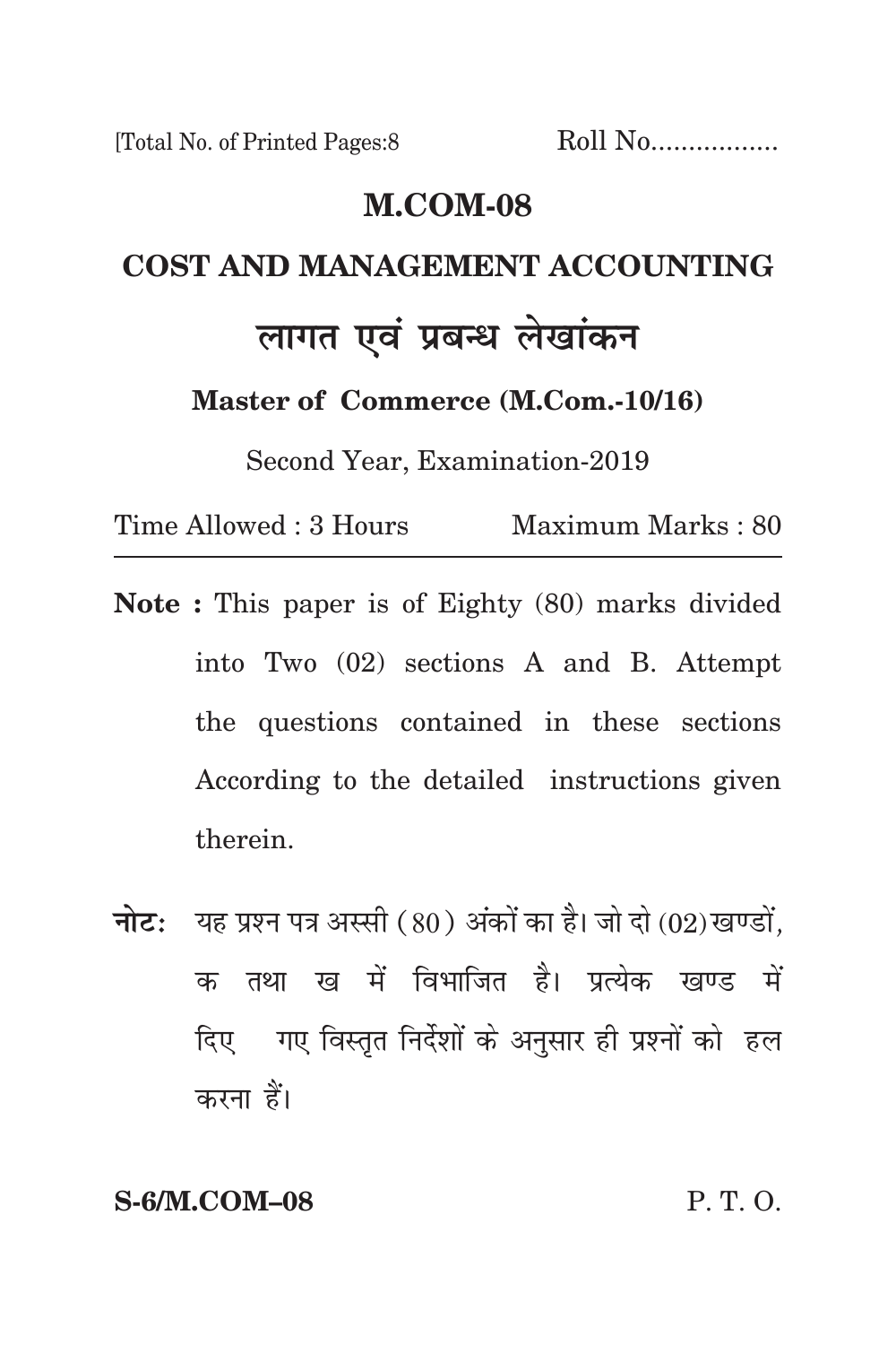[Total No. of Printed Pages:8 Roll No.................

# M.COM-08

## COST AND MANAGEMENT ACCOUNTING

## लागत एवं प्रबन्ध लेखांकन

**Master of Commerce (M.Com.-10/16)**

Second Year, Examination-2019

Time Allowed : 3 Hours Maximum Marks : 80

---

**Note :** This paper is of Eighty (80) marks divided into Two (02) sections A and B. Attempt the questions contained in these sections According to the detailed instructions given therein.

**नोट:** यह प्रश्न पत्र अस्सी (80) अंकों का है। जो दो (02) खण्डों, क तथा ख में विभाजित है। प्रत्येक खण्ड में दिए गए विस्तृत निर्देशों के अनुसार ही प्रश्नों को हल करना हैं।

**S-6/M.COM–08** P. T. O.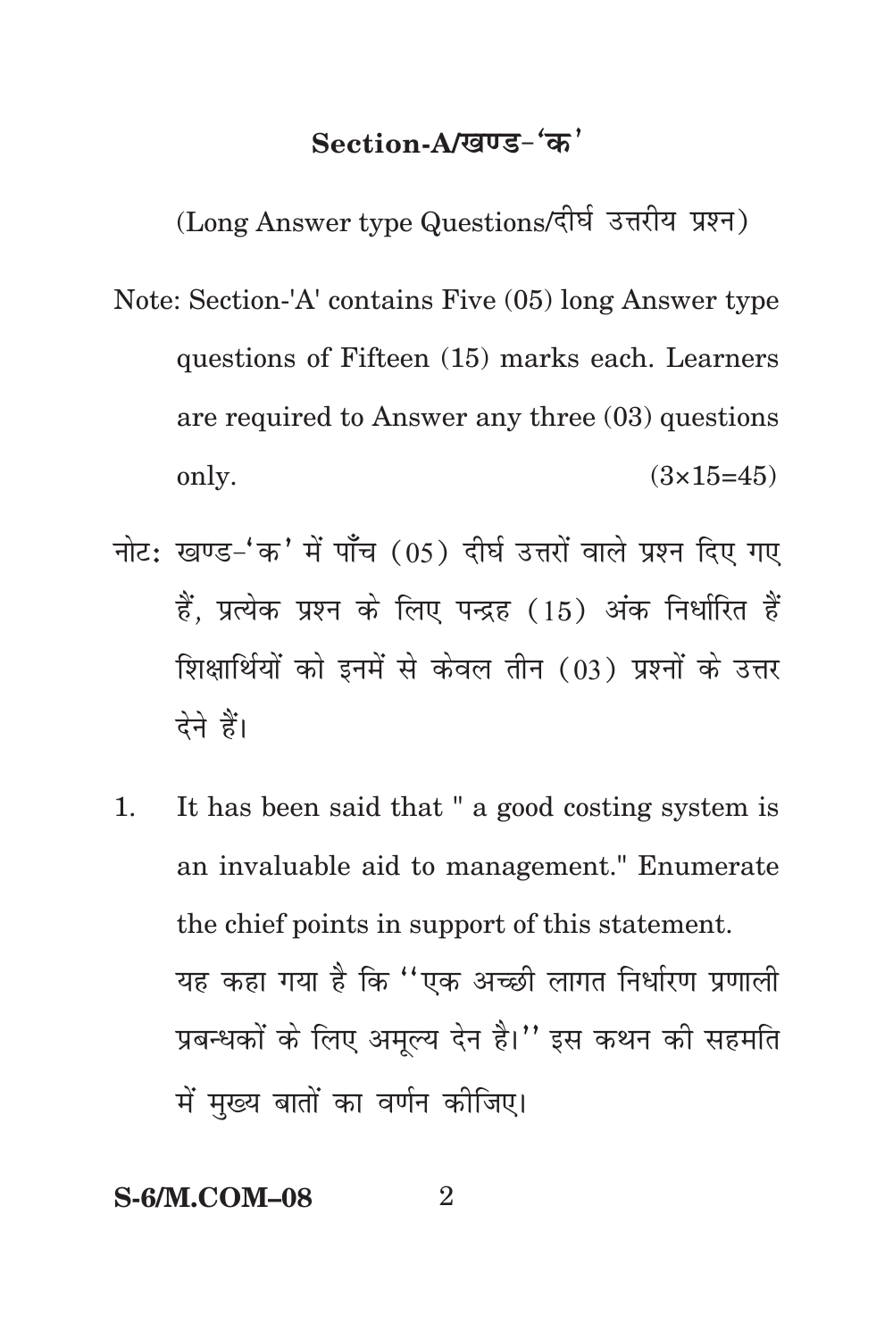## Section-A/खण्ड-'क'

(Long Answer type Questions/दीर्घ उत्तरीय प्रश्न)

Note: Section-'A' contains Five (05) long Answer type questions of Fifteen (15) marks each. Learners are required to Answer any three (03) questions only. (3×15=45)

नोट: खण्ड-'क' में पाँच (05) दीर्घ उत्तरों वाले प्रश्न दिए गए हैं, प्रत्येक प्रश्न के लिए पन्द्रह (15) अंक निर्धारित हैं शिक्षार्थियों को इनमें से केवल तीन (03) प्रश्नों के उत्तर देने हैं।

1. It has been said that " a good costing system is an invaluable aid to management." Enumerate the chief points in support of this statement.

   यह कहा गया है कि ''एक अच्छी लागत निर्धारण प्रणाली प्रबन्धकों के लिए अमूल्य देन है।'' इस कथन की सहमति में मुख्य बातों का वर्णन कीजिए।

S-6/M.COM–08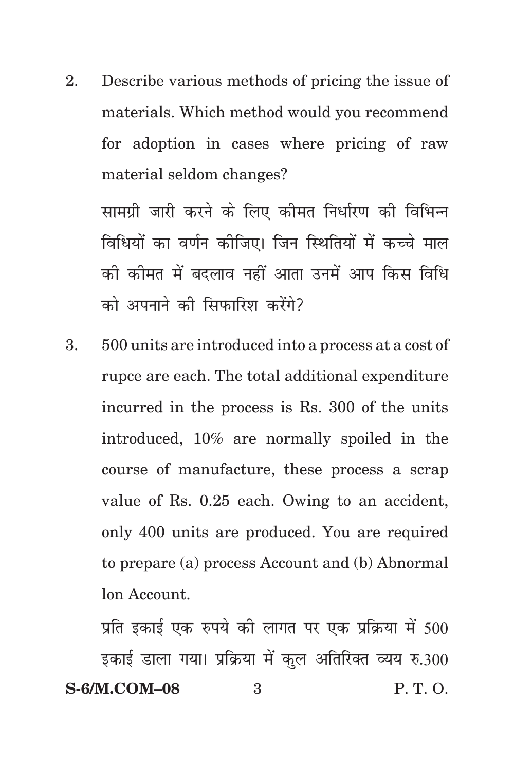2. Describe various methods of pricing the issue of materials. Which method would you recommend for adoption in cases where pricing of raw material seldom changes?

   सामग्री जारी करने के लिए कीमत निर्धारण की विभिन्न विधियों का वर्णन कीजिए। जिन स्थितियों में कच्चे माल की कीमत में बदलाव नहीं आता उनमें आप किस विधि को अपनाने की सिफारिश करेंगे?

3. 500 units are introduced into a process at a cost of rupce are each. The total additional expenditure incurred in the process is Rs. 300 of the units introduced, 10% are normally spoiled in the course of manufacture, these process a scrap value of Rs. 0.25 each. Owing to an accident, only 400 units are produced. You are required to prepare (a) process Account and (b) Abnormal lon Account.

   प्रति इकाई एक रुपये की लागत पर एक प्रक्रिया में 500 इकाई डाला गया। प्रक्रिया में कुल अतिरिक्त व्यय रु.300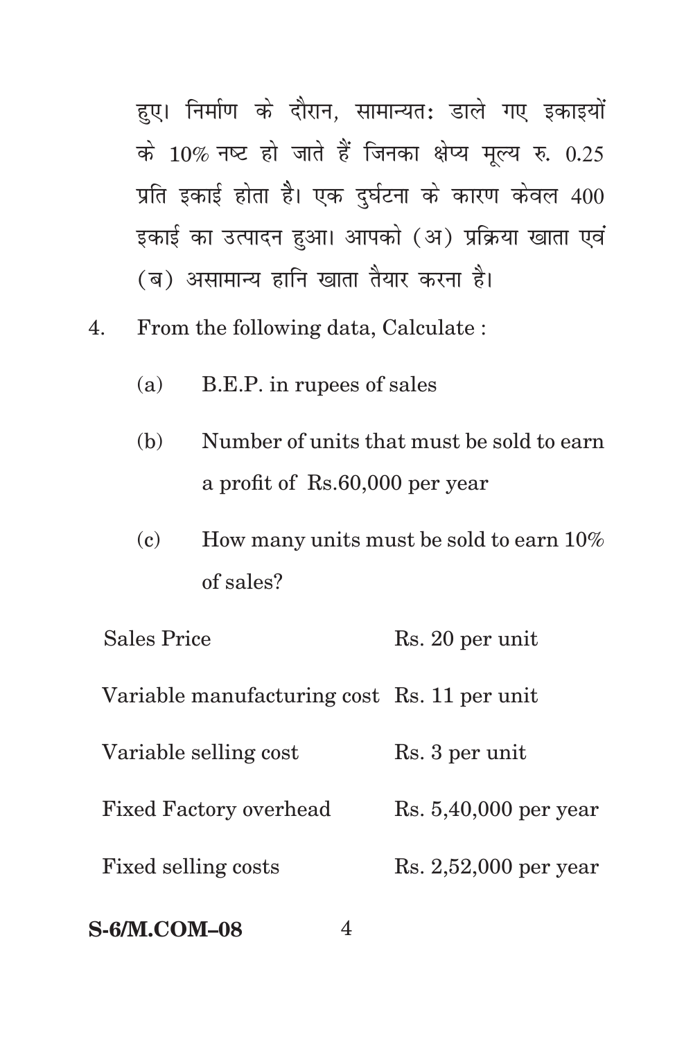हुए। निर्माण के दौरान, सामान्यतः डाले गए इकाइयों के 10% नष्ट हो जाते हैं जिनका क्षेप्य मूल्य रु. 0.25 प्रति इकाई होता है। एक दुर्घटना के कारण केवल 400 इकाई का उत्पादन हुआ। आपको (अ) प्रक्रिया खाता एवं (ब) असामान्य हानि खाता तैयार करना है।

4. From the following data, Calculate :

   (a) B.E.P. in rupees of sales

   (b) Number of units that must be sold to earn a profit of Rs.60,000 per year

   (c) How many units must be sold to earn 10% of sales?

| | |
|---|---|
| Sales Price | Rs. 20 per unit |
| Variable manufacturing cost | Rs. 11 per unit |
| Variable selling cost | Rs. 3 per unit |
| Fixed Factory overhead | Rs. 5,40,000 per year |
| Fixed selling costs | Rs. 2,52,000 per year |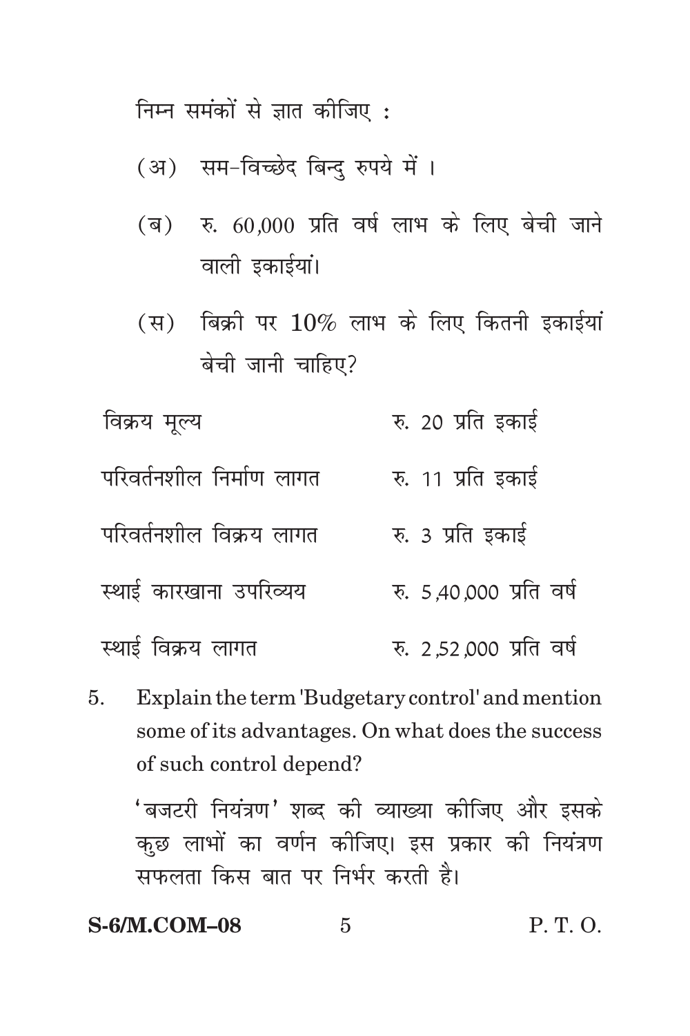निम्न समंकों से ज्ञात कीजिए :

(अ) सम-विच्छेद बिन्दु रुपये में ।

(ब) रु. 60,000 प्रति वर्ष लाभ के लिए बेची जाने वाली इकाईयां।

(स) बिक्री पर 10% लाभ के लिए कितनी इकाईयां बेची जानी चाहिए?

| | |
|---|---|
| विक्रय मूल्य | रु. 20 प्रति इकाई |
| परिवर्तनशील निर्माण लागत | रु. 11 प्रति इकाई |
| परिवर्तनशील विक्रय लागत | रु. 3 प्रति इकाई |
| स्थाई कारखाना उपरिव्यय | रु. 5,40,000 प्रति वर्ष |
| स्थाई विक्रय लागत | रु. 2,52,000 प्रति वर्ष |

5. Explain the term 'Budgetary control' and mention some of its advantages. On what does the success of such control depend?

'बजटरी नियंत्रण' शब्द की व्याख्या कीजिए और इसके कुछ लाभों का वर्णन कीजिए। इस प्रकार की नियंत्रण सफलता किस बात पर निर्भर करती है।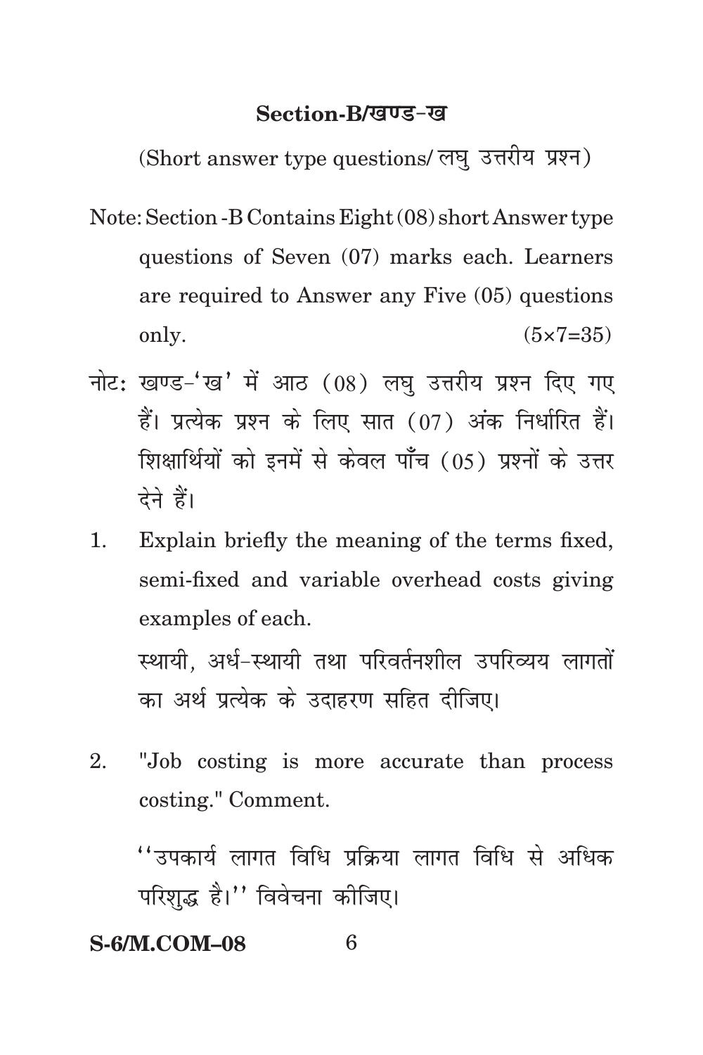## Section-B/खण्ड-ख

(Short answer type questions/ लघु उत्तरीय प्रश्न)

Note: Section -B Contains Eight (08) short Answer type questions of Seven (07) marks each. Learners are required to Answer any Five (05) questions only. (5×7=35)

नोट: खण्ड-'ख' में आठ (08) लघु उत्तरीय प्रश्न दिए गए हैं। प्रत्येक प्रश्न के लिए सात (07) अंक निर्धारित हैं। शिक्षार्थियों को इनमें से केवल पाँच (05) प्रश्नों के उत्तर देने हैं।

1. Explain briefly the meaning of the terms fixed, semi-fixed and variable overhead costs giving examples of each.

   स्थायी, अर्ध-स्थायी तथा परिवर्तनशील उपरिव्यय लागतों का अर्थ प्रत्येक के उदाहरण सहित दीजिए।

2. "Job costing is more accurate than process costing." Comment.

   ''उपकार्य लागत विधि प्रक्रिया लागत विधि से अधिक परिशुद्ध है।'' विवेचना कीजिए।

S-6/M.COM–08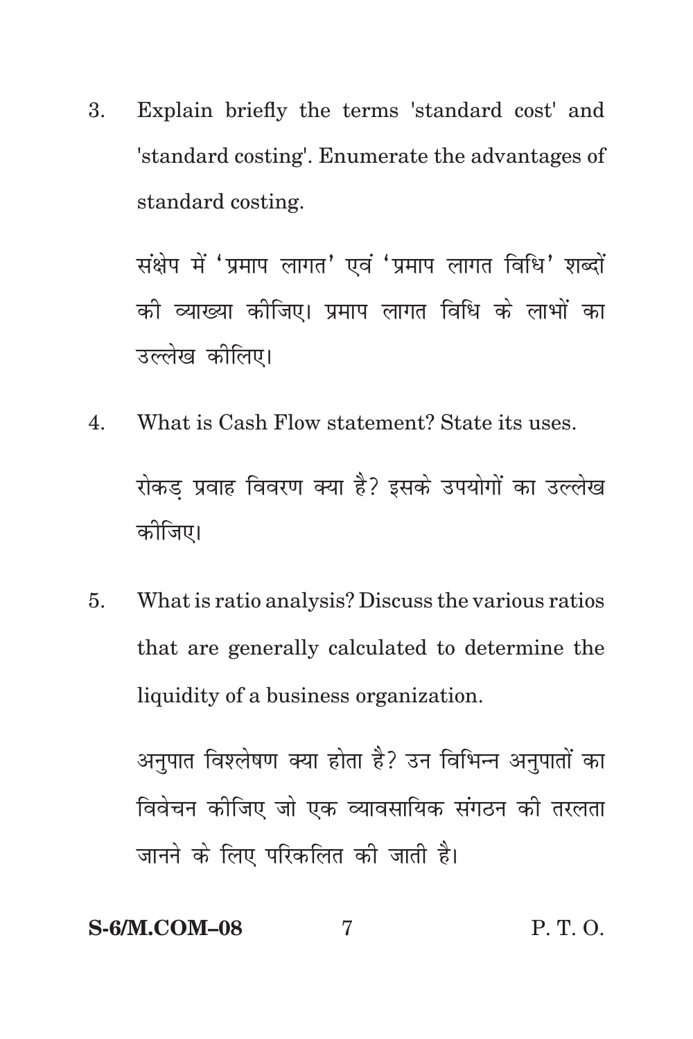3. Explain briefly the terms 'standard cost' and 'standard costing'. Enumerate the advantages of standard costing.

   संक्षेप में 'प्रमाप लागत' एवं 'प्रमाप लागत विधि' शब्दों की व्याख्या कीजिए। प्रमाप लागत विधि के लाभों का उल्लेख कीलिए।

4. What is Cash Flow statement? State its uses.

   रोकड़ प्रवाह विवरण क्या है? इसके उपयोगों का उल्लेख कीजिए।

5. What is ratio analysis? Discuss the various ratios that are generally calculated to determine the liquidity of a business organization.

   अनुपात विश्लेषण क्या होता है? उन विभिन्न अनुपातों का विवेचन कीजिए जो एक व्यावसायिक संगठन की तरलता जानने के लिए परिकलित की जाती है।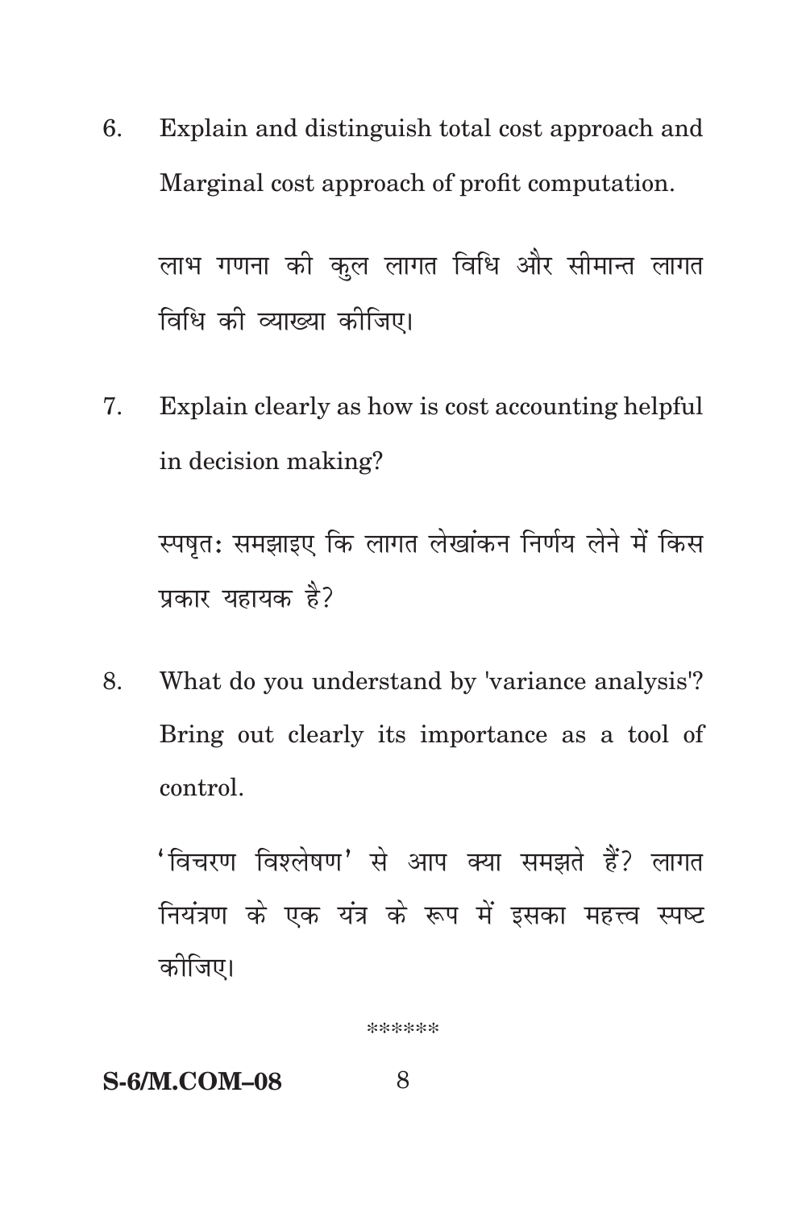6. Explain and distinguish total cost approach and Marginal cost approach of profit computation.

   लाभ गणना की कुल लागत विधि और सीमान्त लागत विधि की व्याख्या कीजिए।

7. Explain clearly as how is cost accounting helpful in decision making?

   स्पषृतः समझाइए कि लागत लेखांकन निर्णय लेने में किस प्रकार यहायक है?

8. What do you understand by 'variance analysis'? Bring out clearly its importance as a tool of control.

   'विचरण विश्लेषण' से आप क्या समझते हैं? लागत नियंत्रण के एक यंत्र के रूप में इसका महत्त्व स्पष्ट कीजिए।

******

**S-6/M.COM–08**